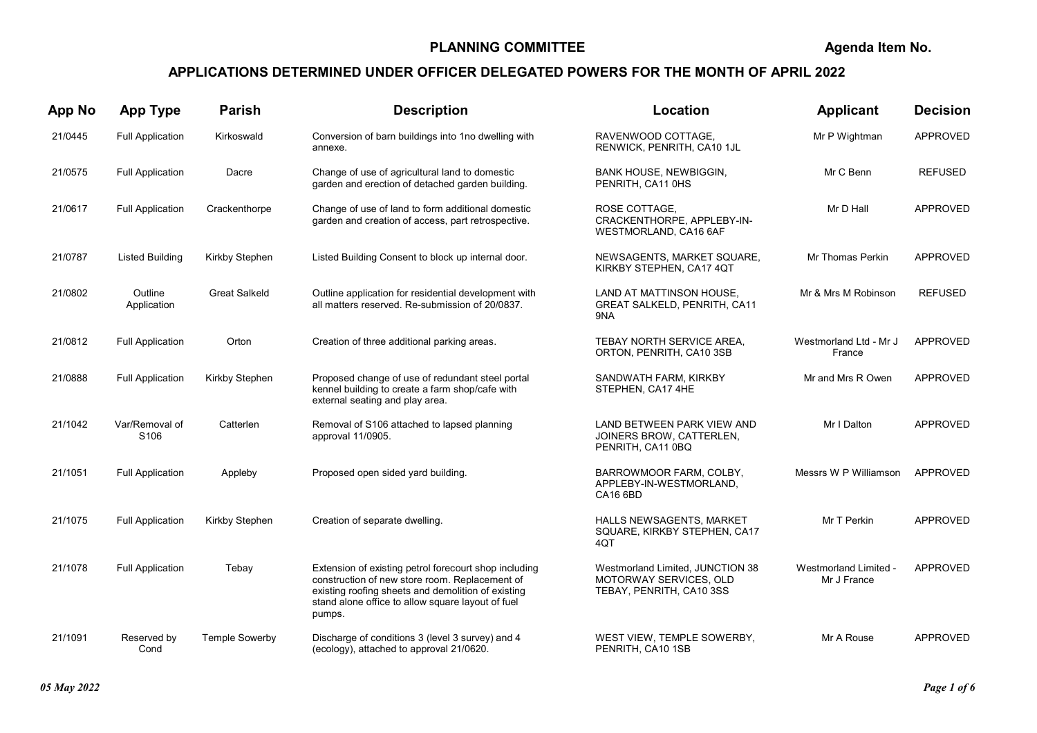**PLANNING COMMITTEE** **Agenda Item No.**

## APPLICATIONS DETERMINED UNDER OFFICER DELEGATED POWERS FOR THE MONTH OF APRIL 2022

| App No | App Type | Parish | Description | Location | Applicant | Decision |
|---|---|---|---|---|---|---|
| 21/0445 | Full Application | Kirkoswald | Conversion of barn buildings into 1no dwelling with annexe. | RAVENWOOD COTTAGE, RENWICK, PENRITH, CA10 1JL | Mr P Wightman | APPROVED |
| 21/0575 | Full Application | Dacre | Change of use of agricultural land to domestic garden and erection of detached garden building. | BANK HOUSE, NEWBIGGIN, PENRITH, CA11 0HS | Mr C Benn | REFUSED |
| 21/0617 | Full Application | Crackenthorpe | Change of use of land to form additional domestic garden and creation of access, part retrospective. | ROSE COTTAGE, CRACKENTHORPE, APPLEBY-IN-WESTMORLAND, CA16 6AF | Mr D Hall | APPROVED |
| 21/0787 | Listed Building | Kirkby Stephen | Listed Building Consent to block up internal door. | NEWSAGENTS, MARKET SQUARE, KIRKBY STEPHEN, CA17 4QT | Mr Thomas Perkin | APPROVED |
| 21/0802 | Outline Application | Great Salkeld | Outline application for residential development with all matters reserved. Re-submission of 20/0837. | LAND AT MATTINSON HOUSE, GREAT SALKELD, PENRITH, CA11 9NA | Mr & Mrs M Robinson | REFUSED |
| 21/0812 | Full Application | Orton | Creation of three additional parking areas. | TEBAY NORTH SERVICE AREA, ORTON, PENRITH, CA10 3SB | Westmorland Ltd - Mr J France | APPROVED |
| 21/0888 | Full Application | Kirkby Stephen | Proposed change of use of redundant steel portal kennel building to create a farm shop/cafe with external seating and play area. | SANDWATH FARM, KIRKBY STEPHEN, CA17 4HE | Mr and Mrs R Owen | APPROVED |
| 21/1042 | Var/Removal of S106 | Catterlen | Removal of S106 attached to lapsed planning approval 11/0905. | LAND BETWEEN PARK VIEW AND JOINERS BROW, CATTERLEN, PENRITH, CA11 0BQ | Mr I Dalton | APPROVED |
| 21/1051 | Full Application | Appleby | Proposed open sided yard building. | BARROWMOOR FARM, COLBY, APPLEBY-IN-WESTMORLAND, CA16 6BD | Messrs W P Williamson | APPROVED |
| 21/1075 | Full Application | Kirkby Stephen | Creation of separate dwelling. | HALLS NEWSAGENTS, MARKET SQUARE, KIRKBY STEPHEN, CA17 4QT | Mr T Perkin | APPROVED |
| 21/1078 | Full Application | Tebay | Extension of existing petrol forecourt shop including construction of new store room. Replacement of existing roofing sheets and demolition of existing stand alone office to allow square layout of fuel pumps. | Westmorland Limited, JUNCTION 38 MOTORWAY SERVICES, OLD TEBAY, PENRITH, CA10 3SS | Westmorland Limited - Mr J France | APPROVED |
| 21/1091 | Reserved by Cond | Temple Sowerby | Discharge of conditions 3 (level 3 survey) and 4 (ecology), attached to approval 21/0620. | WEST VIEW, TEMPLE SOWERBY, PENRITH, CA10 1SB | Mr A Rouse | APPROVED |

*05 May 2022*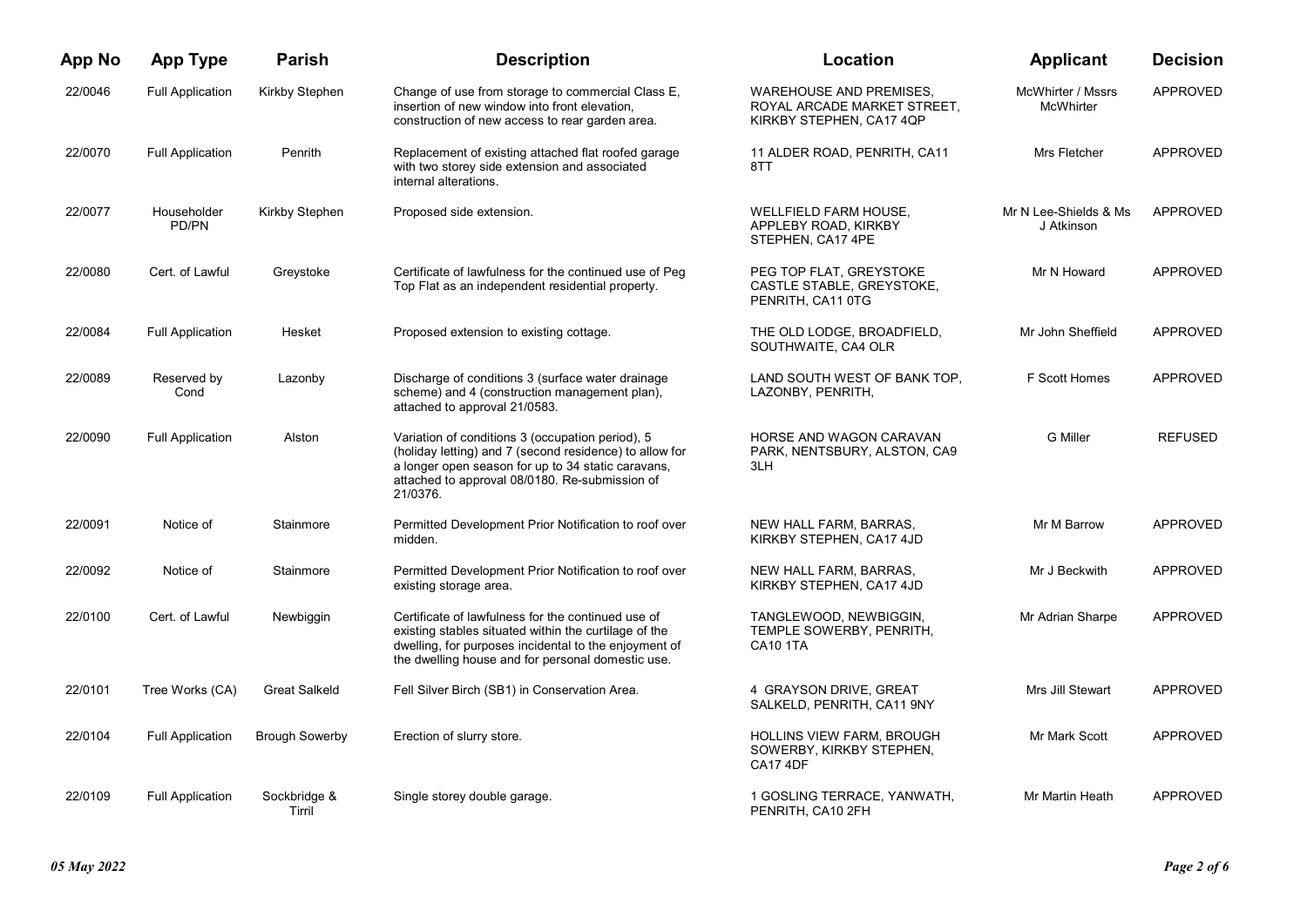| App No | App Type | Parish | Description | Location | Applicant | Decision |
|---|---|---|---|---|---|---|
| 22/0046 | Full Application | Kirkby Stephen | Change of use from storage to commercial Class E, insertion of new window into front elevation, construction of new access to rear garden area. | WAREHOUSE AND PREMISES, ROYAL ARCADE MARKET STREET, KIRKBY STEPHEN, CA17 4QP | McWhirter / Mssrs McWhirter | APPROVED |
| 22/0070 | Full Application | Penrith | Replacement of existing attached flat roofed garage with two storey side extension and associated internal alterations. | 11 ALDER ROAD, PENRITH, CA11 8TT | Mrs Fletcher | APPROVED |
| 22/0077 | Householder PD/PN | Kirkby Stephen | Proposed side extension. | WELLFIELD FARM HOUSE, APPLEBY ROAD, KIRKBY STEPHEN, CA17 4PE | Mr N Lee-Shields & Ms J Atkinson | APPROVED |
| 22/0080 | Cert. of Lawful | Greystoke | Certificate of lawfulness for the continued use of Peg Top Flat as an independent residential property. | PEG TOP FLAT, GREYSTOKE CASTLE STABLE, GREYSTOKE, PENRITH, CA11 0TG | Mr N Howard | APPROVED |
| 22/0084 | Full Application | Hesket | Proposed extension to existing cottage. | THE OLD LODGE, BROADFIELD, SOUTHWAITE, CA4 OLR | Mr John Sheffield | APPROVED |
| 22/0089 | Reserved by Cond | Lazonby | Discharge of conditions 3 (surface water drainage scheme) and 4 (construction management plan), attached to approval 21/0583. | LAND SOUTH WEST OF BANK TOP, LAZONBY, PENRITH, | F Scott Homes | APPROVED |
| 22/0090 | Full Application | Alston | Variation of conditions 3 (occupation period), 5 (holiday letting) and 7 (second residence) to allow for a longer open season for up to 34 static caravans, attached to approval 08/0180. Re-submission of 21/0376. | HORSE AND WAGON CARAVAN PARK, NENTSBURY, ALSTON, CA9 3LH | G Miller | REFUSED |
| 22/0091 | Notice of | Stainmore | Permitted Development Prior Notification to roof over midden. | NEW HALL FARM, BARRAS, KIRKBY STEPHEN, CA17 4JD | Mr M Barrow | APPROVED |
| 22/0092 | Notice of | Stainmore | Permitted Development Prior Notification to roof over existing storage area. | NEW HALL FARM, BARRAS, KIRKBY STEPHEN, CA17 4JD | Mr J Beckwith | APPROVED |
| 22/0100 | Cert. of Lawful | Newbiggin | Certificate of lawfulness for the continued use of existing stables situated within the curtilage of the dwelling, for purposes incidental to the enjoyment of the dwelling house and for personal domestic use. | TANGLEWOOD, NEWBIGGIN, TEMPLE SOWERBY, PENRITH, CA10 1TA | Mr Adrian Sharpe | APPROVED |
| 22/0101 | Tree Works (CA) | Great Salkeld | Fell Silver Birch (SB1) in Conservation Area. | 4 GRAYSON DRIVE, GREAT SALKELD, PENRITH, CA11 9NY | Mrs Jill Stewart | APPROVED |
| 22/0104 | Full Application | Brough Sowerby | Erection of slurry store. | HOLLINS VIEW FARM, BROUGH SOWERBY, KIRKBY STEPHEN, CA17 4DF | Mr Mark Scott | APPROVED |
| 22/0109 | Full Application | Sockbridge & Tirril | Single storey double garage. | 1 GOSLING TERRACE, YANWATH, PENRITH, CA10 2FH | Mr Martin Heath | APPROVED |

*05 May 2022*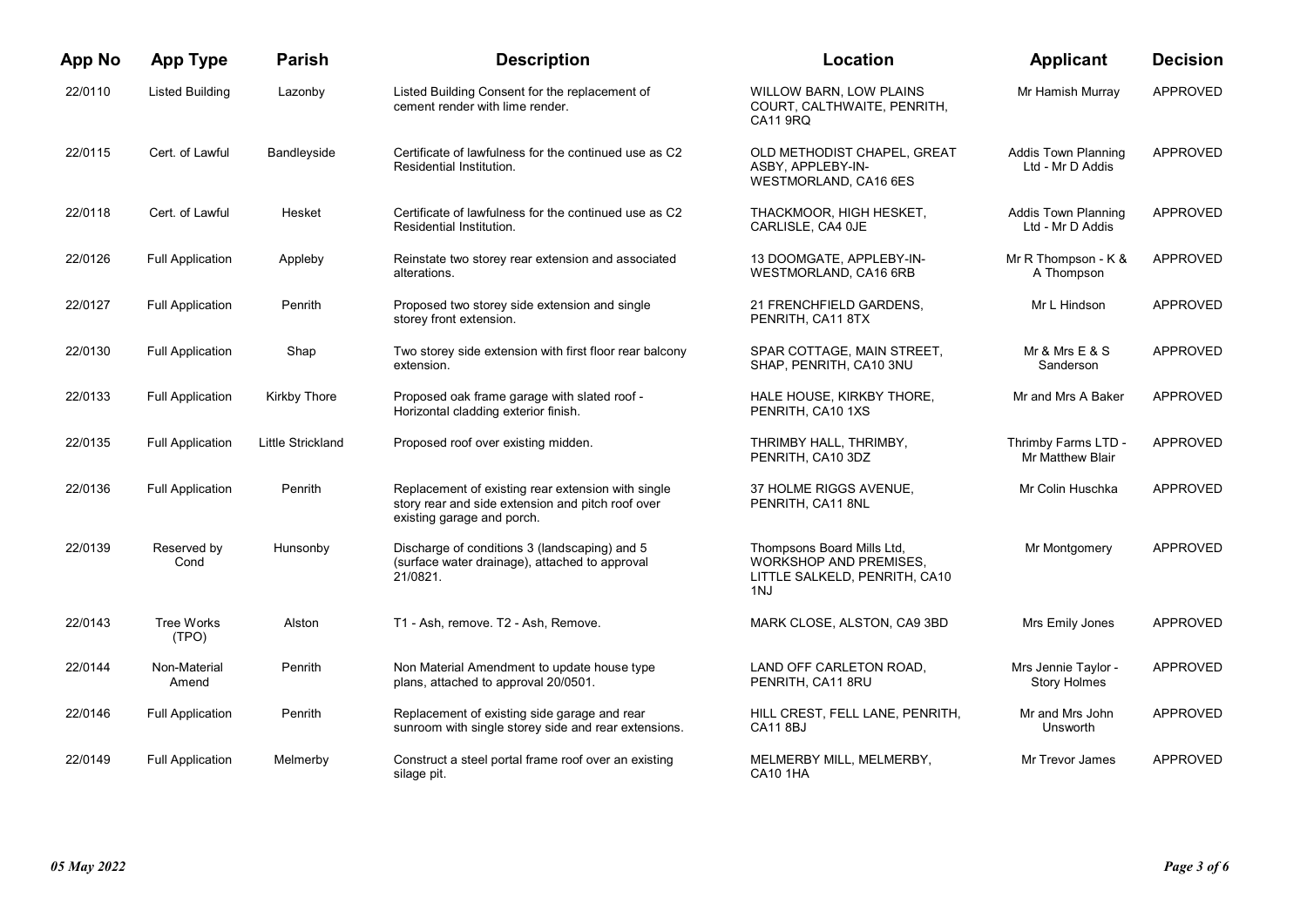| App No | App Type | Parish | Description | Location | Applicant | Decision |
|---|---|---|---|---|---|---|
| 22/0110 | Listed Building | Lazonby | Listed Building Consent for the replacement of cement render with lime render. | WILLOW BARN, LOW PLAINS COURT, CALTHWAITE, PENRITH, CA11 9RQ | Mr Hamish Murray | APPROVED |
| 22/0115 | Cert. of Lawful | Bandleyside | Certificate of lawfulness for the continued use as C2 Residential Institution. | OLD METHODIST CHAPEL, GREAT ASBY, APPLEBY-IN-WESTMORLAND, CA16 6ES | Addis Town Planning Ltd - Mr D Addis | APPROVED |
| 22/0118 | Cert. of Lawful | Hesket | Certificate of lawfulness for the continued use as C2 Residential Institution. | THACKMOOR, HIGH HESKET, CARLISLE, CA4 0JE | Addis Town Planning Ltd - Mr D Addis | APPROVED |
| 22/0126 | Full Application | Appleby | Reinstate two storey rear extension and associated alterations. | 13 DOOMGATE, APPLEBY-IN-WESTMORLAND, CA16 6RB | Mr R Thompson - K & A Thompson | APPROVED |
| 22/0127 | Full Application | Penrith | Proposed two storey side extension and single storey front extension. | 21 FRENCHFIELD GARDENS, PENRITH, CA11 8TX | Mr L Hindson | APPROVED |
| 22/0130 | Full Application | Shap | Two storey side extension with first floor rear balcony extension. | SPAR COTTAGE, MAIN STREET, SHAP, PENRITH, CA10 3NU | Mr & Mrs E & S Sanderson | APPROVED |
| 22/0133 | Full Application | Kirkby Thore | Proposed oak frame garage with slated roof - Horizontal cladding exterior finish. | HALE HOUSE, KIRKBY THORE, PENRITH, CA10 1XS | Mr and Mrs A Baker | APPROVED |
| 22/0135 | Full Application | Little Strickland | Proposed roof over existing midden. | THRIMBY HALL, THRIMBY, PENRITH, CA10 3DZ | Thrimby Farms LTD - Mr Matthew Blair | APPROVED |
| 22/0136 | Full Application | Penrith | Replacement of existing rear extension with single story rear and side extension and pitch roof over existing garage and porch. | 37 HOLME RIGGS AVENUE, PENRITH, CA11 8NL | Mr Colin Huschka | APPROVED |
| 22/0139 | Reserved by Cond | Hunsonby | Discharge of conditions 3 (landscaping) and 5 (surface water drainage), attached to approval 21/0821. | Thompsons Board Mills Ltd, WORKSHOP AND PREMISES, LITTLE SALKELD, PENRITH, CA10 1NJ | Mr Montgomery | APPROVED |
| 22/0143 | Tree Works (TPO) | Alston | T1 - Ash, remove. T2 - Ash, Remove. | MARK CLOSE, ALSTON, CA9 3BD | Mrs Emily Jones | APPROVED |
| 22/0144 | Non-Material Amend | Penrith | Non Material Amendment to update house type plans, attached to approval 20/0501. | LAND OFF CARLETON ROAD, PENRITH, CA11 8RU | Mrs Jennie Taylor - Story Holmes | APPROVED |
| 22/0146 | Full Application | Penrith | Replacement of existing side garage and rear sunroom with single storey side and rear extensions. | HILL CREST, FELL LANE, PENRITH, CA11 8BJ | Mr and Mrs John Unsworth | APPROVED |
| 22/0149 | Full Application | Melmerby | Construct a steel portal frame roof over an existing silage pit. | MELMERBY MILL, MELMERBY, CA10 1HA | Mr Trevor James | APPROVED |

*05 May 2022*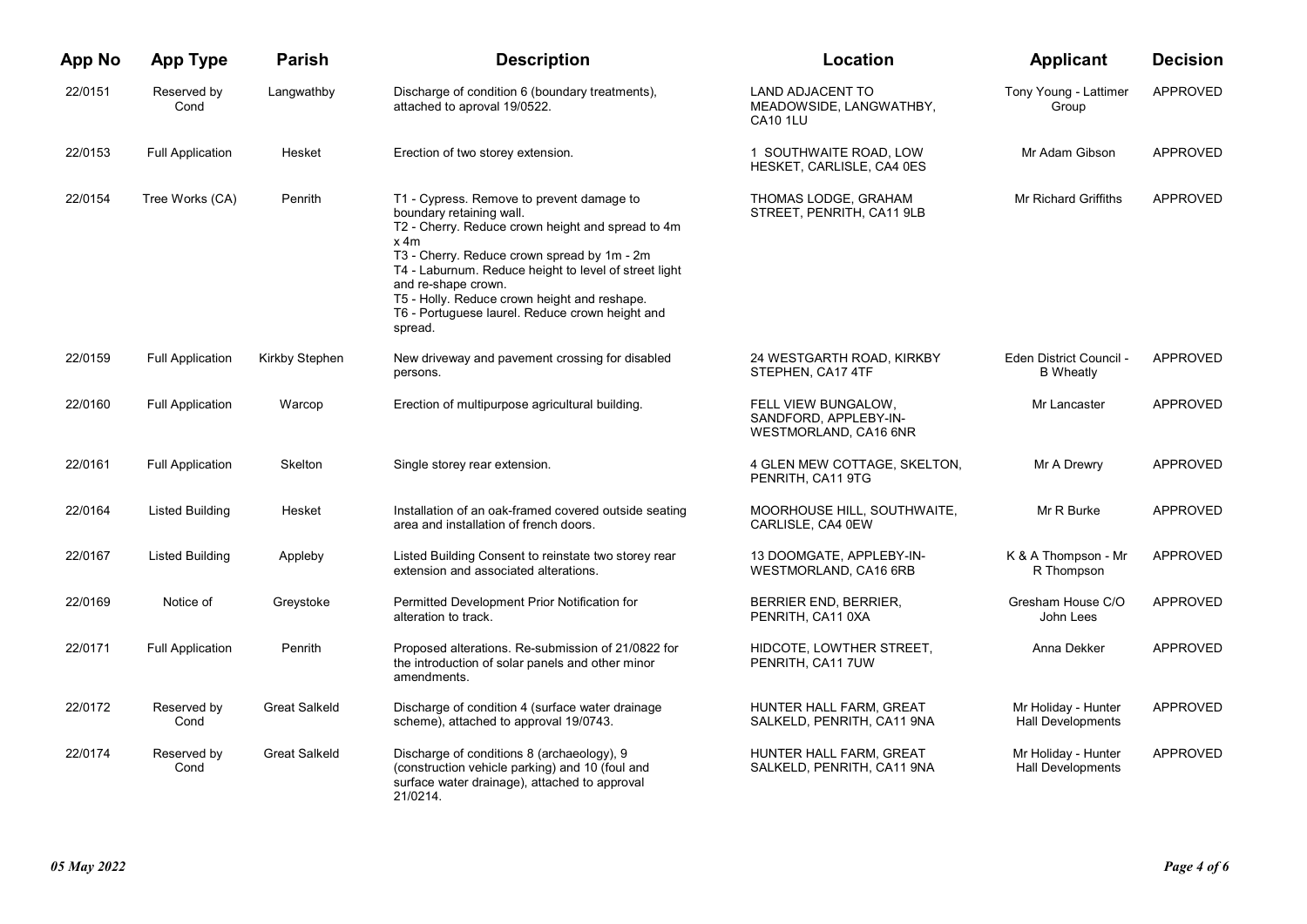| App No | App Type | Parish | Description | Location | Applicant | Decision |
|---|---|---|---|---|---|---|
| 22/0151 | Reserved by Cond | Langwathby | Discharge of condition 6 (boundary treatments), attached to aproval 19/0522. | LAND ADJACENT TO MEADOWSIDE, LANGWATHBY, CA10 1LU | Tony Young - Lattimer Group | APPROVED |
| 22/0153 | Full Application | Hesket | Erection of two storey extension. | 1 SOUTHWAITE ROAD, LOW HESKET, CARLISLE, CA4 0ES | Mr Adam Gibson | APPROVED |
| 22/0154 | Tree Works (CA) | Penrith | T1 - Cypress. Remove to prevent damage to boundary retaining wall.<br>T2 - Cherry. Reduce crown height and spread to 4m x 4m<br>T3 - Cherry. Reduce crown spread by 1m - 2m<br>T4 - Laburnum. Reduce height to level of street light and re-shape crown.<br>T5 - Holly. Reduce crown height and reshape.<br>T6 - Portuguese laurel. Reduce crown height and spread. | THOMAS LODGE, GRAHAM STREET, PENRITH, CA11 9LB | Mr Richard Griffiths | APPROVED |
| 22/0159 | Full Application | Kirkby Stephen | New driveway and pavement crossing for disabled persons. | 24 WESTGARTH ROAD, KIRKBY STEPHEN, CA17 4TF | Eden District Council - B Wheatly | APPROVED |
| 22/0160 | Full Application | Warcop | Erection of multipurpose agricultural building. | FELL VIEW BUNGALOW, SANDFORD, APPLEBY-IN-WESTMORLAND, CA16 6NR | Mr Lancaster | APPROVED |
| 22/0161 | Full Application | Skelton | Single storey rear extension. | 4 GLEN MEW COTTAGE, SKELTON, PENRITH, CA11 9TG | Mr A Drewry | APPROVED |
| 22/0164 | Listed Building | Hesket | Installation of an oak-framed covered outside seating area and installation of french doors. | MOORHOUSE HILL, SOUTHWAITE, CARLISLE, CA4 0EW | Mr R Burke | APPROVED |
| 22/0167 | Listed Building | Appleby | Listed Building Consent to reinstate two storey rear extension and associated alterations. | 13 DOOMGATE, APPLEBY-IN-WESTMORLAND, CA16 6RB | K & A Thompson - Mr R Thompson | APPROVED |
| 22/0169 | Notice of | Greystoke | Permitted Development Prior Notification for alteration to track. | BERRIER END, BERRIER, PENRITH, CA11 0XA | Gresham House C/O John Lees | APPROVED |
| 22/0171 | Full Application | Penrith | Proposed alterations. Re-submission of 21/0822 for the introduction of solar panels and other minor amendments. | HIDCOTE, LOWTHER STREET, PENRITH, CA11 7UW | Anna Dekker | APPROVED |
| 22/0172 | Reserved by Cond | Great Salkeld | Discharge of condition 4 (surface water drainage scheme), attached to approval 19/0743. | HUNTER HALL FARM, GREAT SALKELD, PENRITH, CA11 9NA | Mr Holiday - Hunter Hall Developments | APPROVED |
| 22/0174 | Reserved by Cond | Great Salkeld | Discharge of conditions 8 (archaeology), 9 (construction vehicle parking) and 10 (foul and surface water drainage), attached to approval 21/0214. | HUNTER HALL FARM, GREAT SALKELD, PENRITH, CA11 9NA | Mr Holiday - Hunter Hall Developments | APPROVED |

*05 May 2022*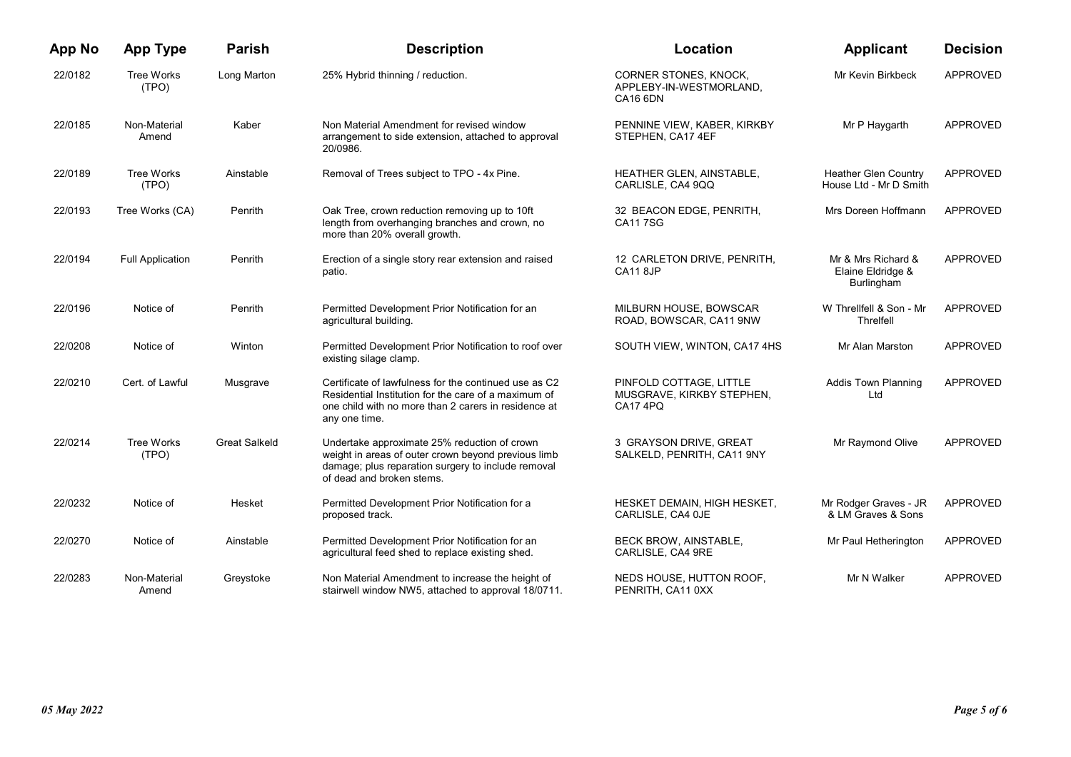| App No | App Type | Parish | Description | Location | Applicant | Decision |
|---|---|---|---|---|---|---|
| 22/0182 | Tree Works (TPO) | Long Marton | 25% Hybrid thinning / reduction. | CORNER STONES, KNOCK, APPLEBY-IN-WESTMORLAND, CA16 6DN | Mr Kevin Birkbeck | APPROVED |
| 22/0185 | Non-Material Amend | Kaber | Non Material Amendment for revised window arrangement to side extension, attached to approval 20/0986. | PENNINE VIEW, KABER, KIRKBY STEPHEN, CA17 4EF | Mr P Haygarth | APPROVED |
| 22/0189 | Tree Works (TPO) | Ainstable | Removal of Trees subject to TPO - 4x Pine. | HEATHER GLEN, AINSTABLE, CARLISLE, CA4 9QQ | Heather Glen Country House Ltd - Mr D Smith | APPROVED |
| 22/0193 | Tree Works (CA) | Penrith | Oak Tree, crown reduction removing up to 10ft length from overhanging branches and crown, no more than 20% overall growth. | 32 BEACON EDGE, PENRITH, CA11 7SG | Mrs Doreen Hoffmann | APPROVED |
| 22/0194 | Full Application | Penrith | Erection of a single story rear extension and raised patio. | 12 CARLETON DRIVE, PENRITH, CA11 8JP | Mr & Mrs Richard & Elaine Eldridge & Burlingham | APPROVED |
| 22/0196 | Notice of | Penrith | Permitted Development Prior Notification for an agricultural building. | MILBURN HOUSE, BOWSCAR ROAD, BOWSCAR, CA11 9NW | W Threllfell & Son - Mr Threlfell | APPROVED |
| 22/0208 | Notice of | Winton | Permitted Development Prior Notification to roof over existing silage clamp. | SOUTH VIEW, WINTON, CA17 4HS | Mr Alan Marston | APPROVED |
| 22/0210 | Cert. of Lawful | Musgrave | Certificate of lawfulness for the continued use as C2 Residential Institution for the care of a maximum of one child with no more than 2 carers in residence at any one time. | PINFOLD COTTAGE, LITTLE MUSGRAVE, KIRKBY STEPHEN, CA17 4PQ | Addis Town Planning Ltd | APPROVED |
| 22/0214 | Tree Works (TPO) | Great Salkeld | Undertake approximate 25% reduction of crown weight in areas of outer crown beyond previous limb damage; plus reparation surgery to include removal of dead and broken stems. | 3 GRAYSON DRIVE, GREAT SALKELD, PENRITH, CA11 9NY | Mr Raymond Olive | APPROVED |
| 22/0232 | Notice of | Hesket | Permitted Development Prior Notification for a proposed track. | HESKET DEMAIN, HIGH HESKET, CARLISLE, CA4 0JE | Mr Rodger Graves - JR & LM Graves & Sons | APPROVED |
| 22/0270 | Notice of | Ainstable | Permitted Development Prior Notification for an agricultural feed shed to replace existing shed. | BECK BROW, AINSTABLE, CARLISLE, CA4 9RE | Mr Paul Hetherington | APPROVED |
| 22/0283 | Non-Material Amend | Greystoke | Non Material Amendment to increase the height of stairwell window NW5, attached to approval 18/0711. | NEDS HOUSE, HUTTON ROOF, PENRITH, CA11 0XX | Mr N Walker | APPROVED |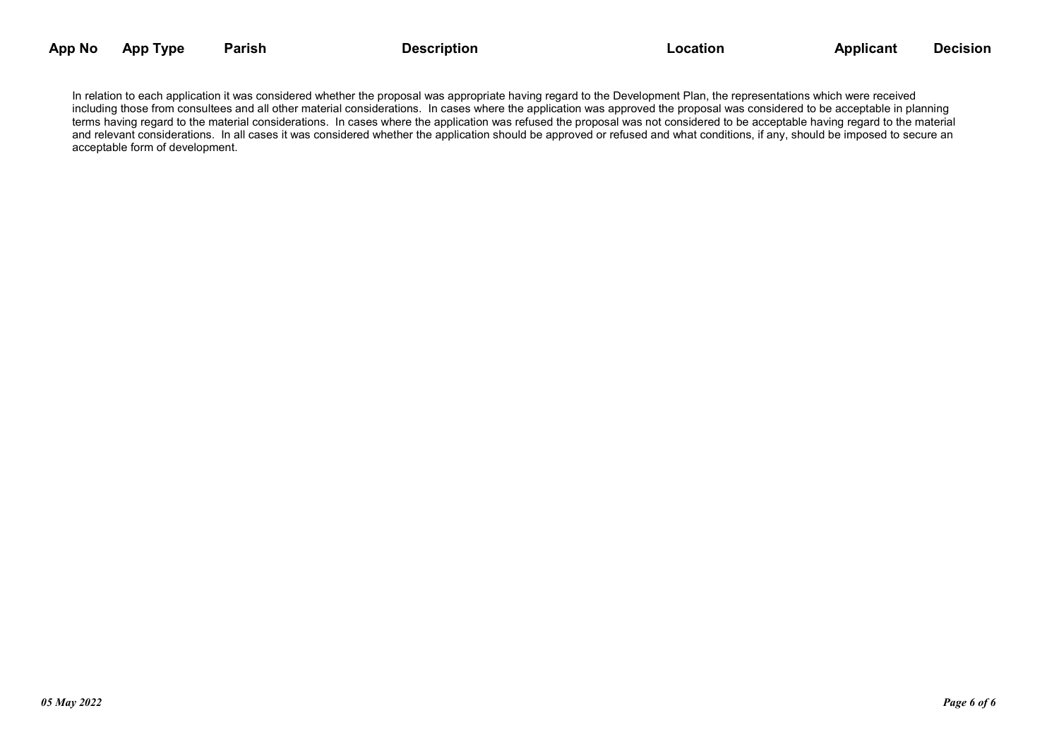| App No | App Type | Parish | Description | Location | Applicant | Decision |
|---|---|---|---|---|---|---|

In relation to each application it was considered whether the proposal was appropriate having regard to the Development Plan, the representations which were received including those from consultees and all other material considerations. In cases where the application was approved the proposal was considered to be acceptable in planning terms having regard to the material considerations. In cases where the application was refused the proposal was not considered to be acceptable having regard to the material and relevant considerations. In all cases it was considered whether the application should be approved or refused and what conditions, if any, should be imposed to secure an acceptable form of development.